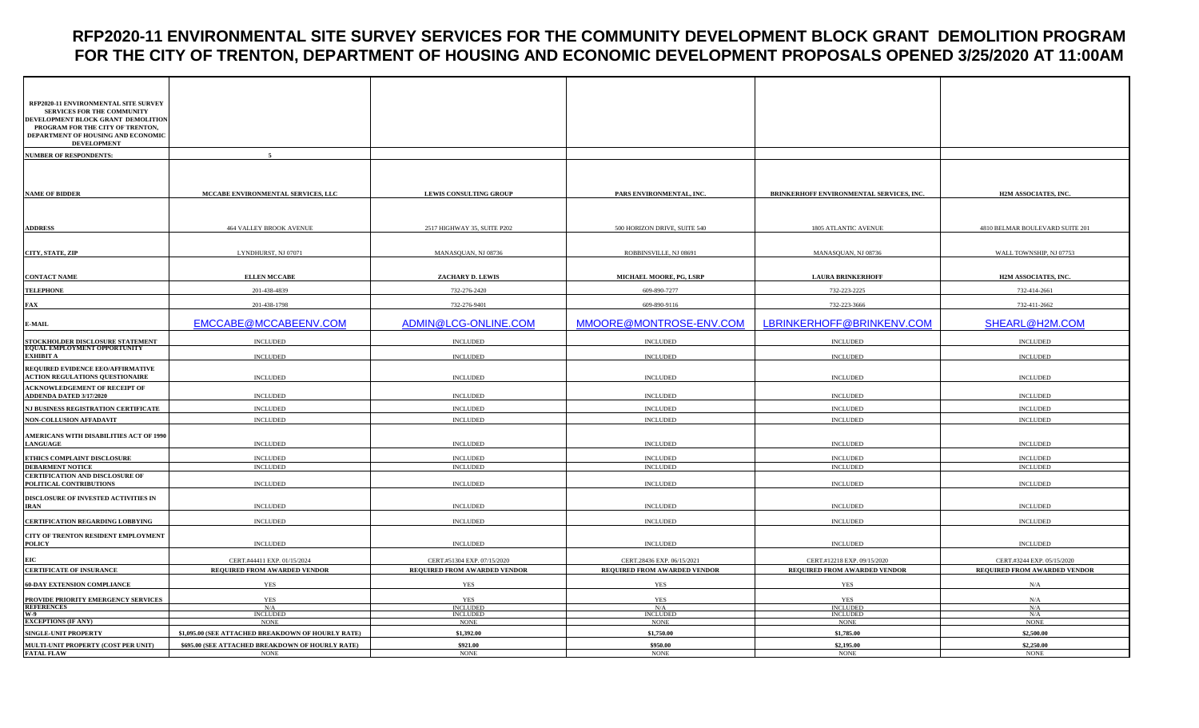# RFP2020-11 ENVIRONMENTAL SITE SURVEY SERVICES FOR THE COMMUNITY DEVELOPMENT BLOCK GRANT DEMOLITION PROGRAM FOR THE CITY OF TRENTON, DEPARTMENT OF HOUSING AND ECONOMIC DEVELOPMENT PROPOSALS OPENED 3/25/2020 AT 11:00AM

| RFP2020-11 ENVIRONMENTAL SITE SURVEY SERVICES FOR THE COMMUNITY DEVELOPMENT BLOCK GRANT DEMOLITION PROGRAM FOR THE CITY OF TRENTON, DEPARTMENT OF HOUSING AND ECONOMIC DEVELOPMENT | | | | | |
|---|---|---|---|---|---|
| NUMBER OF RESPONDENTS: | 5 | | | | |
| NAME OF BIDDER | MCCABE ENVIRONMENTAL SERVICES, LLC | LEWIS CONSULTING GROUP | PARS ENVIRONMENTAL, INC. | BRINKERHOFF ENVIRONMENTAL SERVICES, INC. | H2M ASSOCIATES, INC. |
| ADDRESS | 464 VALLEY BROOK AVENUE | 2517 HIGHWAY 35, SUITE P202 | 500 HORIZON DRIVE, SUITE 540 | 1805 ATLANTIC AVENUE | 4810 BELMAR BOULEVARD SUITE 201 |
| CITY, STATE, ZIP | LYNDHURST, NJ 07071 | MANASQUAN, NJ 08736 | ROBBINSVILLE, NJ 08691 | MANASQUAN, NJ 08736 | WALL TOWNSHIP, NJ 07753 |
| CONTACT NAME | ELLEN MCCABE | ZACHARY D. LEWIS | MICHAEL MOORE, PG, LSRP | LAURA BRINKERHOFF | H2M ASSOCIATES, INC. |
| TELEPHONE | 201-438-4839 | 732-276-2420 | 609-890-7277 | 732-223-2225 | 732-414-2661 |
| FAX | 201-438-1798 | 732-276-9401 | 609-890-9116 | 732-223-3666 | 732-411-2662 |
| E-MAIL | EMCCABE@MCCABEENV.COM | ADMIN@LCG-ONLINE.COM | MMOORE@MONTROSE-ENV.COM | LBRINKERHOFF@BRINKENV.COM | SHEARL@H2M.COM |
| STOCKHOLDER DISCLOSURE STATEMENT | INCLUDED | INCLUDED | INCLUDED | INCLUDED | INCLUDED |
| EQUAL EMPLOYMENT OPPORTUNITY EXHIBIT A | INCLUDED | INCLUDED | INCLUDED | INCLUDED | INCLUDED |
| REQUIRED EVIDENCE EEO/AFFIRMATIVE ACTION REGULATIONS QUESTIONAIRE | INCLUDED | INCLUDED | INCLUDED | INCLUDED | INCLUDED |
| ACKNOWLEDGEMENT OF RECEIPT OF ADDENDA DATED 3/17/2020 | INCLUDED | INCLUDED | INCLUDED | INCLUDED | INCLUDED |
| NJ BUSINESS REGISTRATION CERTIFICATE | INCLUDED | INCLUDED | INCLUDED | INCLUDED | INCLUDED |
| NON-COLLUSION AFFADAVIT | INCLUDED | INCLUDED | INCLUDED | INCLUDED | INCLUDED |
| AMERICANS WITH DISABILITIES ACT OF 1990 LANGUAGE | INCLUDED | INCLUDED | INCLUDED | INCLUDED | INCLUDED |
| ETHICS COMPLAINT DISCLOSURE | INCLUDED | INCLUDED | INCLUDED | INCLUDED | INCLUDED |
| DEBARMENT NOTICE | INCLUDED | INCLUDED | INCLUDED | INCLUDED | INCLUDED |
| CERTIFICATION AND DISCLOSURE OF POLITICAL CONTRIBUTIONS | INCLUDED | INCLUDED | INCLUDED | INCLUDED | INCLUDED |
| DISCLOSURE OF INVESTED ACTIVITIES IN IRAN | INCLUDED | INCLUDED | INCLUDED | INCLUDED | INCLUDED |
| CERTIFICATION REGARDING LOBBYING | INCLUDED | INCLUDED | INCLUDED | INCLUDED | INCLUDED |
| CITY OF TRENTON RESIDENT EMPLOYMENT POLICY | INCLUDED | INCLUDED | INCLUDED | INCLUDED | INCLUDED |
| EIC | CERT.#44411 EXP. 01/15/2024 | CERT.#51304 EXP. 07/15/2020 | CERT.28436 EXP. 06/15/2021 | CERT.#12218 EXP. 09/15/2020 | CERT.#3244 EXP. 05/15/2020 |
| CERTIFICATE OF INSURANCE | REQUIRED FROM AWARDED VENDOR | REQUIRED FROM AWARDED VENDOR | REQUIRED FROM AWARDED VENDOR | REQUIRED FROM AWARDED VENDOR | REQUIRED FROM AWARDED VENDOR |
| 60-DAY EXTENSION COMPLIANCE | YES | YES | YES | YES | N/A |
| PROVIDE PRIORITY EMERGENCY SERVICES | YES | YES | YES | YES | N/A |
| REFERENCES | N/A | INCLUDED | N/A | INCLUDED | N/A |
| W-9 | INCLUDED | INCLUDED | INCLUDED | INCLUDED | N/A |
| EXCEPTIONS (IF ANY) | NONE | NONE | NONE | NONE | NONE |
| SINGLE-UNIT PROPERTY | $1,095.00 (SEE ATTACHED BREAKDOWN OF HOURLY RATE) | $1,392.00 | $1,750.00 | $1,785.00 | $2,500.00 |
| MULTI-UNIT PROPERTY (COST PER UNIT) | $695.00 (SEE ATTACHED BREAKDOWN OF HOURLY RATE) | $921.00 | $950.00 | $2,195.00 | $2,250.00 |
| FATAL FLAW | NONE | NONE | NONE | NONE | NONE |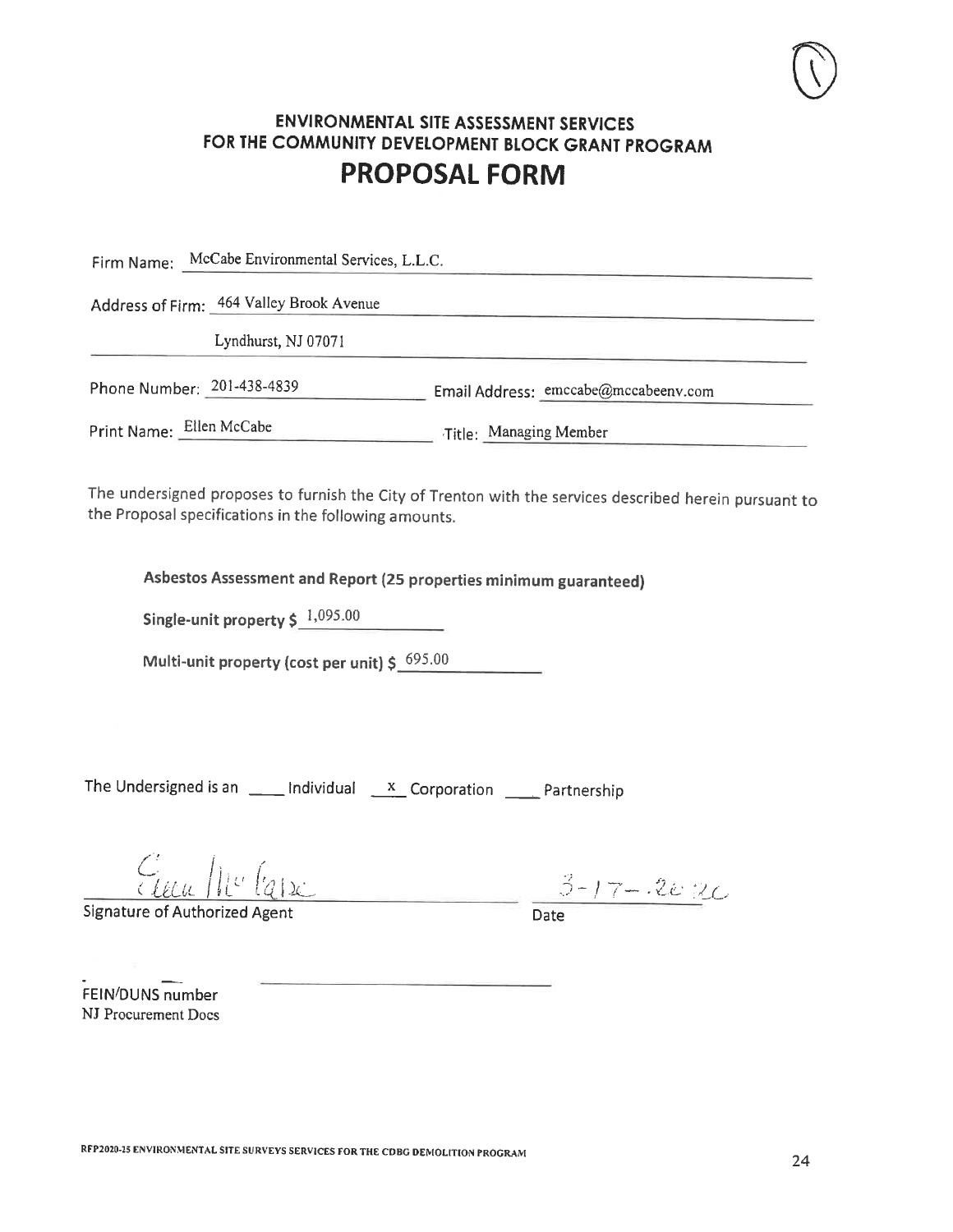## ENVIRONMENTAL SITE ASSESSMENT SERVICES FOR THE COMMUNITY DEVELOPMENT BLOCK GRANT PROGRAM

# PROPOSAL FORM

Firm Name: McCabe Environmental Services, L.L.C.

Address of Firm: 464 Valley Brook Avenue

Lyndhurst, NJ 07071

Phone Number: 201-438-4839 Email Address: emccabe@mccabeenv.com

Print Name: Ellen McCabe Title: Managing Member

The undersigned proposes to furnish the City of Trenton with the services described herein pursuant to the Proposal specifications in the following amounts.

**Asbestos Assessment and Report (25 properties minimum guaranteed)**

**Single-unit property $** 1,095.00

**Multi-unit property (cost per unit) $** 695.00

The Undersigned is an ____ Individual x Corporation ____ Partnership

Ellen McCabe 3-17-2020

Signature of Authorized Agent Date

FEIN/DUNS number ______________________

NJ Procurement Docs

RFP2020-25 ENVIRONMENTAL SITE SURVEYS SERVICES FOR THE CDBG DEMOLITION PROGRAM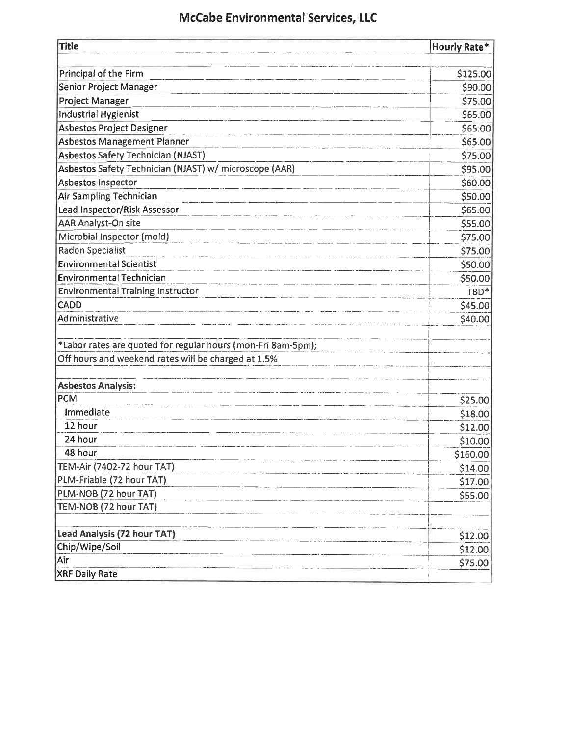## McCabe Environmental Services, LLC

| Title | Hourly Rate* |
|---|---|
| | |
| Principal of the Firm | $125.00 |
| Senior Project Manager | $90.00 |
| Project Manager | $75.00 |
| Industrial Hygienist | $65.00 |
| Asbestos Project Designer | $65.00 |
| Asbestos Management Planner | $65.00 |
| Asbestos Safety Technician (NJAST) | $75.00 |
| Asbestos Safety Technician (NJAST) w/ microscope (AAR) | $95.00 |
| Asbestos Inspector | $60.00 |
| Air Sampling Technician | $50.00 |
| Lead Inspector/Risk Assessor | $65.00 |
| AAR Analyst-On site | $55.00 |
| Microbial Inspector (mold) | $75.00 |
| Radon Specialist | $75.00 |
| Environmental Scientist | $50.00 |
| Environmental Technician | $50.00 |
| Environmental Training Instructor | TBD* |
| CADD | $45.00 |
| Administrative | $40.00 |
| | |
| *Labor rates are quoted for regular hours (mon-Fri 8am-5pm); | |
| Off hours and weekend rates will be charged at 1.5% | |
| | |
| **Asbestos Analysis:** | |
| PCM | $25.00 |
| Immediate | $18.00 |
| 12 hour | $12.00 |
| 24 hour | $10.00 |
| 48 hour | $160.00 |
| TEM-Air (7402-72 hour TAT) | $14.00 |
| PLM-Friable (72 hour TAT) | $17.00 |
| PLM-NOB (72 hour TAT) | $55.00 |
| TEM-NOB (72 hour TAT) | |
| | |
| **Lead Analysis (72 hour TAT)** | $12.00 |
| Chip/Wipe/Soil | $12.00 |
| Air | $75.00 |
| XRF Daily Rate | |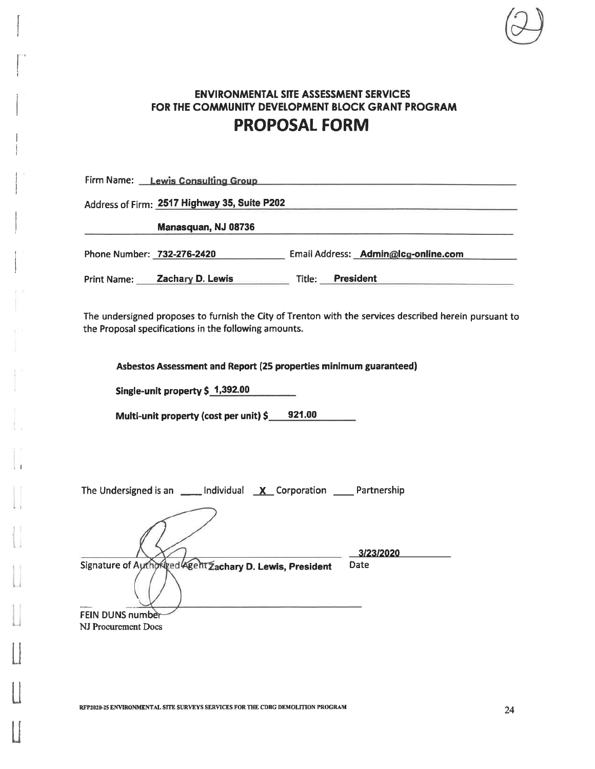(2)

## ENVIRONMENTAL SITE ASSESSMENT SERVICES FOR THE COMMUNITY DEVELOPMENT BLOCK GRANT PROGRAM

# PROPOSAL FORM

Firm Name: **Lewis Consulting Group**

Address of Firm: **2517 Highway 35, Suite P202**

**Manasquan, NJ 08736**

Phone Number: **732-276-2420** Email Address: **Admin@lcg-online.com**

Print Name: **Zachary D. Lewis** Title: **President**

The undersigned proposes to furnish the City of Trenton with the services described herein pursuant to the Proposal specifications in the following amounts.

**Asbestos Assessment and Report (25 properties minimum guaranteed)**

**Single-unit property $ 1,392.00**

**Multi-unit property (cost per unit) $ 921.00**

The Undersigned is an ____ Individual __X__ Corporation ____ Partnership

Signature of Authorized Agent **Zachary D. Lewis, President** Date **3/23/2020**

FEIN DUNS number
NJ Procurement Docs

RFP2020-25 ENVIRONMENTAL SITE SURVEYS SERVICES FOR THE CDBG DEMOLITION PROGRAM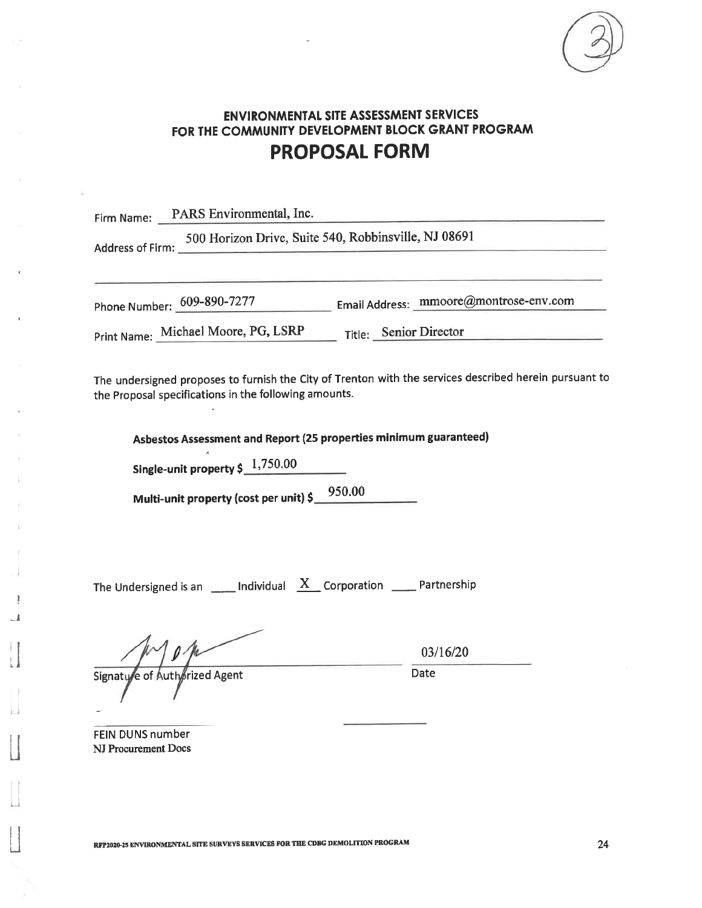# ENVIRONMENTAL SITE ASSESSMENT SERVICES FOR THE COMMUNITY DEVELOPMENT BLOCK GRANT PROGRAM

## PROPOSAL FORM

Firm Name: PARS Environmental, Inc.

Address of Firm: 500 Horizon Drive, Suite 540, Robbinsville, NJ 08691

Phone Number: 609-890-7277 Email Address: mmoore@montrose-env.com

Print Name: Michael Moore, PG, LSRP Title: Senior Director

The undersigned proposes to furnish the City of Trenton with the services described herein pursuant to the Proposal specifications in the following amounts.

**Asbestos Assessment and Report (25 properties minimum guaranteed)**

**Single-unit property $** 1,750.00

**Multi-unit property (cost per unit) $** 950.00

The Undersigned is an ____ Individual X Corporation ____ Partnership

Signature of Authorized Agent 03/16/20 Date

FEIN DUNS number
NJ Procurement Docs

RFP2020-25 ENVIRONMENTAL SITE SURVEYS SERVICES FOR THE CDBG DEMOLITION PROGRAM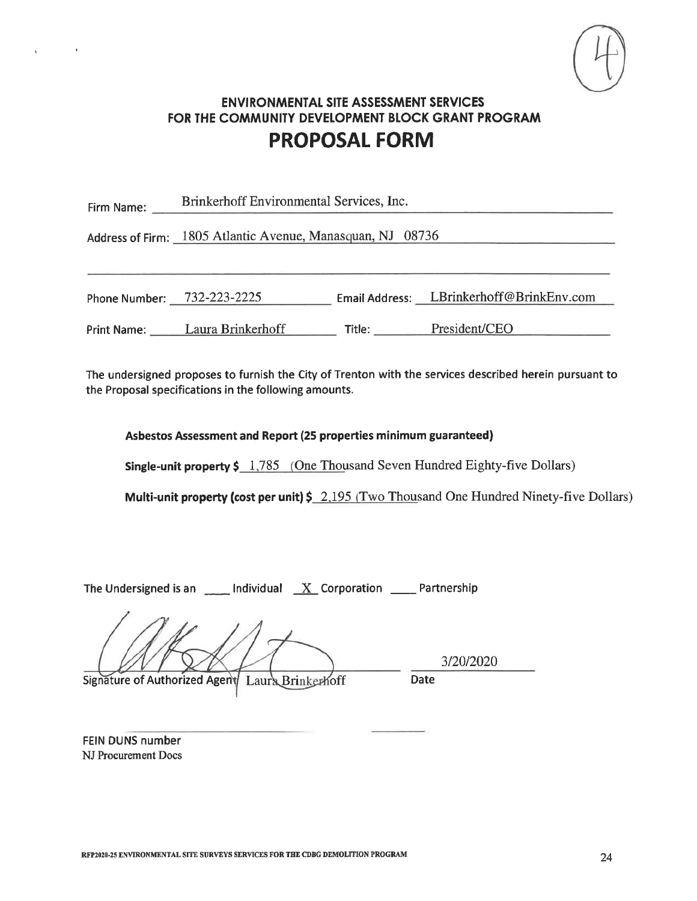(4)

## ENVIRONMENTAL SITE ASSESSMENT SERVICES FOR THE COMMUNITY DEVELOPMENT BLOCK GRANT PROGRAM

# PROPOSAL FORM

Firm Name: Brinkerhoff Environmental Services, Inc.

Address of Firm: 1805 Atlantic Avenue, Manasquan, NJ 08736

Phone Number: 732-223-2225 Email Address: LBrinkerhoff@BrinkEnv.com

Print Name: Laura Brinkerhoff Title: President/CEO

The undersigned proposes to furnish the City of Trenton with the services described herein pursuant to the Proposal specifications in the following amounts.

**Asbestos Assessment and Report (25 properties minimum guaranteed)**

**Single-unit property $** 1,785 (One Thousand Seven Hundred Eighty-five Dollars)

**Multi-unit property (cost per unit) $** 2,195 (Two Thousand One Hundred Ninety-five Dollars)

The Undersigned is an ____ Individual X Corporation ____ Partnership

Signature of Authorized Agent Laura Brinkerhoff

Date 3/20/2020

FEIN DUNS number
NJ Procurement Docs

RFP2020-25 ENVIRONMENTAL SITE SURVEYS SERVICES FOR THE CDBG DEMOLITION PROGRAM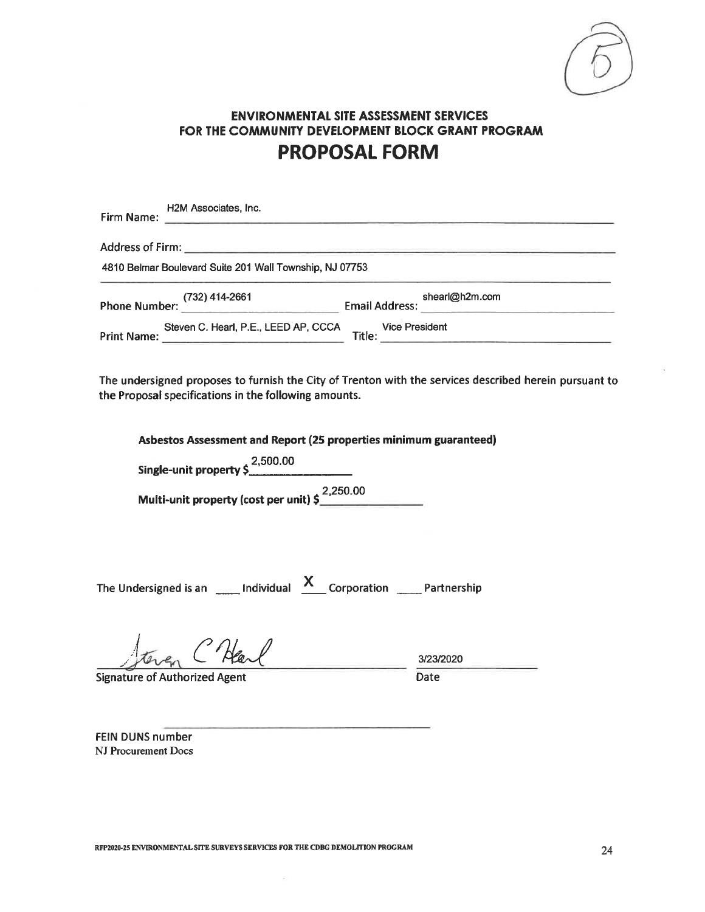## ENVIRONMENTAL SITE ASSESSMENT SERVICES FOR THE COMMUNITY DEVELOPMENT BLOCK GRANT PROGRAM

# PROPOSAL FORM

Firm Name: H2M Associates, Inc.

Address of Firm: 4810 Belmar Boulevard Suite 201 Wall Township, NJ 07753

Phone Number: (732) 414-2661 Email Address: shearl@h2m.com

Print Name: Steven C. Hearl, P.E., LEED AP, CCCA Title: Vice President

The undersigned proposes to furnish the City of Trenton with the services described herein pursuant to the Proposal specifications in the following amounts.

**Asbestos Assessment and Report (25 properties minimum guaranteed)**

**Single-unit property $** 2,500.00

**Multi-unit property (cost per unit) $** 2,250.00

The Undersigned is an ____ Individual X Corporation ____ Partnership

Signature of Authorized Agent Date 3/23/2020

FEIN DUNS number

NJ Procurement Docs

RFP2020-25 ENVIRONMENTAL SITE SURVEYS SERVICES FOR THE CDBG DEMOLITION PROGRAM